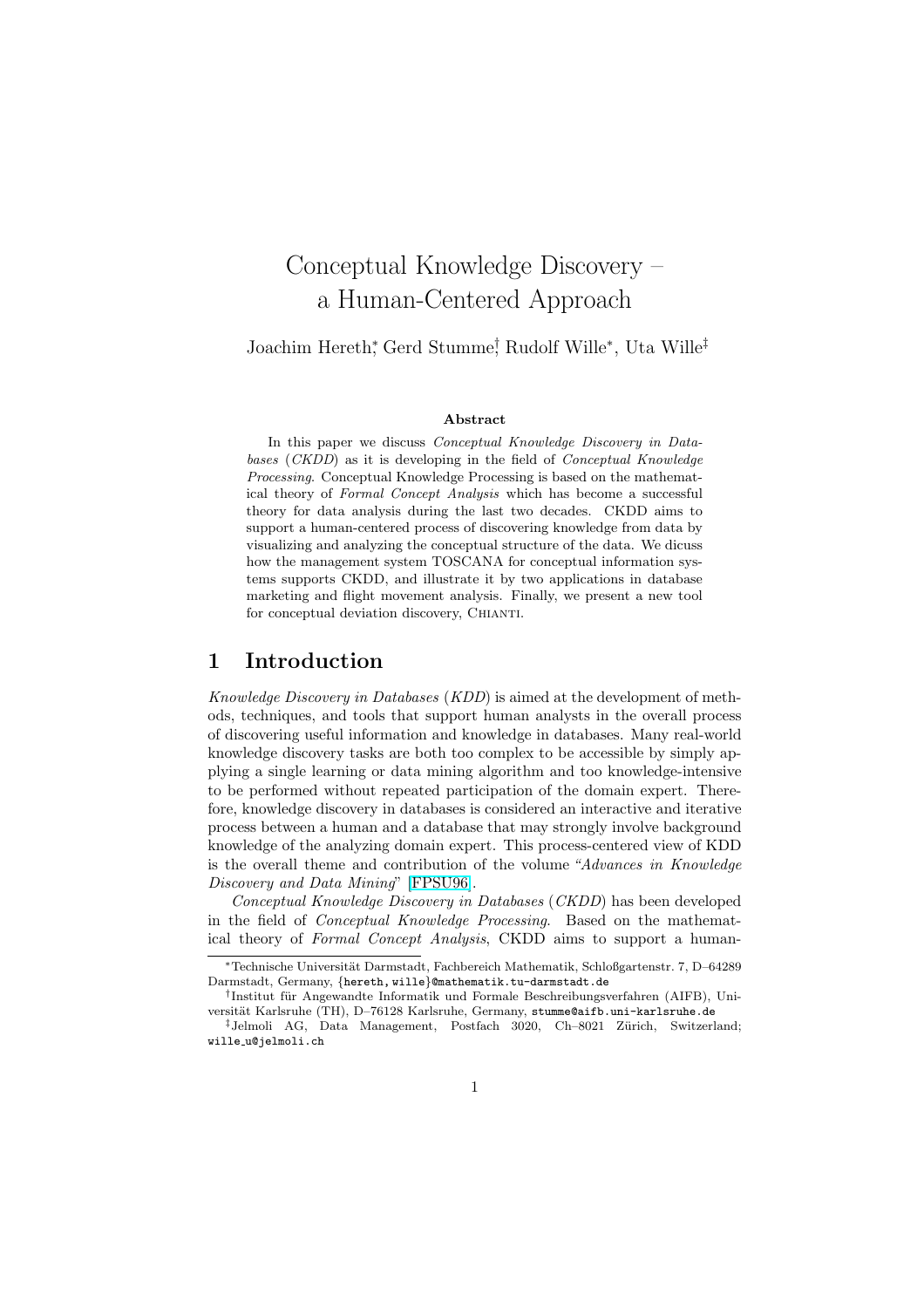# Conceptual Knowledge Discovery – a Human-Centered Approach

Joachim Hereth[*], Gerd Stumme[†], Rudolf Wille[*], Uta Wille[‡]

**Abstract**

In this paper we discuss *Conceptual Knowledge Discovery in Databases* (*CKDD*) as it is developing in the field of *Conceptual Knowledge Processing*. Conceptual Knowledge Processing is based on the mathematical theory of *Formal Concept Analysis* which has become a successful theory for data analysis during the last two decades. CKDD aims to support a human-centered process of discovering knowledge from data by visualizing and analyzing the conceptual structure of the data. We dicuss how the management system TOSCANA for conceptual information systems supports CKDD, and illustrate it by two applications in database marketing and flight movement analysis. Finally, we present a new tool for conceptual deviation discovery, CHIANTI.

## 1 Introduction

*Knowledge Discovery in Databases* (*KDD*) is aimed at the development of methods, techniques, and tools that support human analysts in the overall process of discovering useful information and knowledge in databases. Many real-world knowledge discovery tasks are both too complex to be accessible by simply applying a single learning or data mining algorithm and too knowledge-intensive to be performed without repeated participation of the domain expert. Therefore, knowledge discovery in databases is considered an interactive and iterative process between a human and a database that may strongly involve background knowledge of the analyzing domain expert. This process-centered view of KDD is the overall theme and contribution of the volume *"Advances in Knowledge Discovery and Data Mining"* [FPSU96].

*Conceptual Knowledge Discovery in Databases* (*CKDD*) has been developed in the field of *Conceptual Knowledge Processing*. Based on the mathematical theory of *Formal Concept Analysis*, CKDD aims to support a human-

[*] Technische Universität Darmstadt, Fachbereich Mathematik, Schloßgartenstr. 7, D–64289 Darmstadt, Germany, {hereth, wille}@mathematik.tu-darmstadt.de

[†] Institut für Angewandte Informatik und Formale Beschreibungsverfahren (AIFB), Universität Karlsruhe (TH), D–76128 Karlsruhe, Germany, stumme@aifb.uni-karlsruhe.de

[‡] Jelmoli AG, Data Management, Postfach 3020, Ch–8021 Zürich, Switzerland; wille_u@jelmoli.ch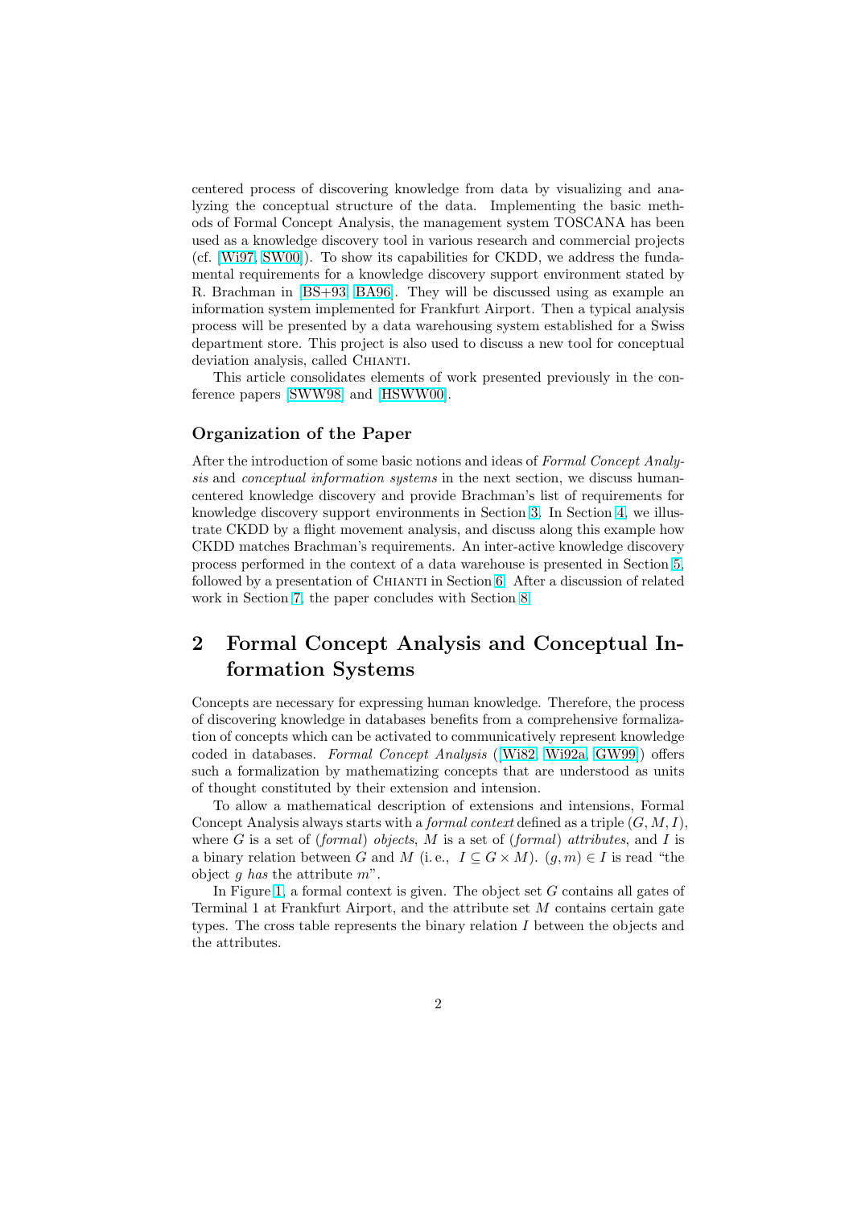centered process of discovering knowledge from data by visualizing and analyzing the conceptual structure of the data. Implementing the basic methods of Formal Concept Analysis, the management system TOSCANA has been used as a knowledge discovery tool in various research and commercial projects (cf. [Wi97, SW00]). To show its capabilities for CKDD, we address the fundamental requirements for a knowledge discovery support environment stated by R. Brachman in [BS+93, BA96]. They will be discussed using as example an information system implemented for Frankfurt Airport. Then a typical analysis process will be presented by a data warehousing system established for a Swiss department store. This project is also used to discuss a new tool for conceptual deviation analysis, called CHIANTI.

This article consolidates elements of work presented previously in the conference papers [SWW98] and [HSWW00].

### Organization of the Paper

After the introduction of some basic notions and ideas of *Formal Concept Analysis* and *conceptual information systems* in the next section, we discuss human-centered knowledge discovery and provide Brachman's list of requirements for knowledge discovery support environments in Section 3. In Section 4, we illustrate CKDD by a flight movement analysis, and discuss along this example how CKDD matches Brachman's requirements. An inter-active knowledge discovery process performed in the context of a data warehouse is presented in Section 5, followed by a presentation of CHIANTI in Section 6. After a discussion of related work in Section 7, the paper concludes with Section 8.

## 2 Formal Concept Analysis and Conceptual Information Systems

Concepts are necessary for expressing human knowledge. Therefore, the process of discovering knowledge in databases benefits from a comprehensive formalization of concepts which can be activated to communicatively represent knowledge coded in databases. *Formal Concept Analysis* ([Wi82, Wi92a, GW99]) offers such a formalization by mathematizing concepts that are understood as units of thought constituted by their extension and intension.

To allow a mathematical description of extensions and intensions, Formal Concept Analysis always starts with a *formal context* defined as a triple $(G, M, I)$, where $G$ is a set of (*formal*) *objects*, $M$ is a set of (*formal*) *attributes*, and $I$ is a binary relation between $G$ and $M$ (i. e., $I \subseteq G \times M$). $(g, m) \in I$ is read "the object $g$ *has* the attribute $m$".

In Figure 1, a formal context is given. The object set $G$ contains all gates of Terminal 1 at Frankfurt Airport, and the attribute set $M$ contains certain gate types. The cross table represents the binary relation $I$ between the objects and the attributes.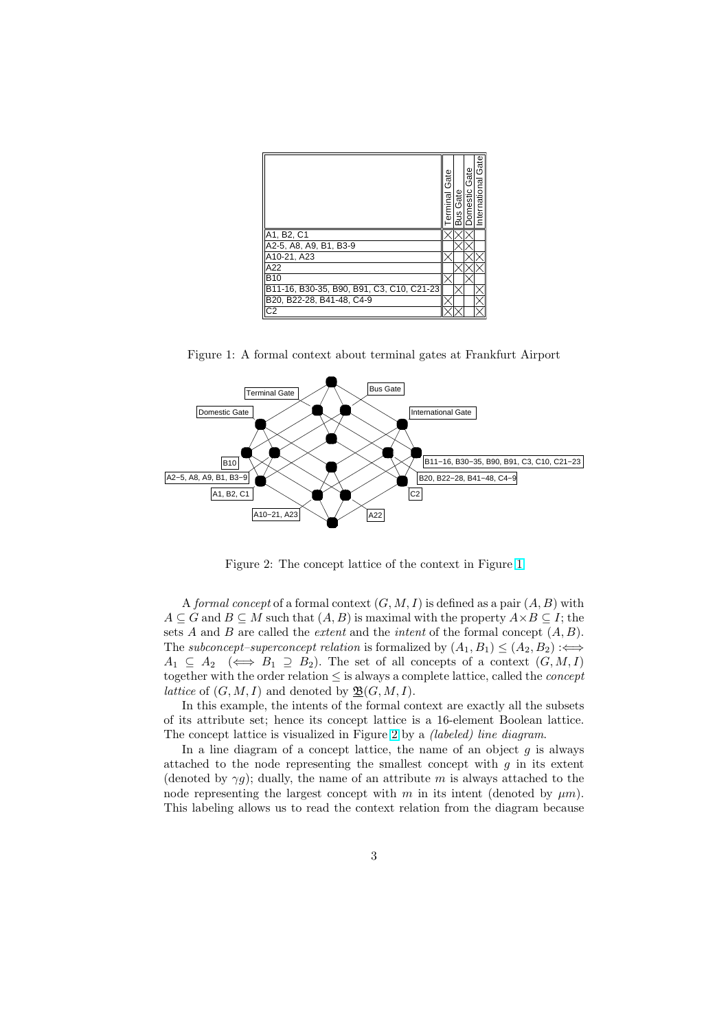| | Terminal Gate | Bus Gate | Domestic Gate | International Gate |
|---|---|---|---|---|
| A1, B2, C1 | × | × | × | |
| A2-5, A8, A9, B1, B3-9 | | × | × | |
| A10-21, A23 | × | | × | × |
| A22 | | × | × | × |
| B10 | × | | × | |
| B11-16, B30-35, B90, B91, C3, C10, C21-23 | | × | | × |
| B20, B22-28, B41-48, C4-9 | × | | | × |
| C2 | × | × | | × |

Figure 1: A formal context about terminal gates at Frankfurt Airport

Figure 2: The concept lattice of the context in Figure 1

A *formal concept* of a formal context $(G, M, I)$ is defined as a pair $(A, B)$ with $A \subseteq G$ and $B \subseteq M$ such that $(A, B)$ is maximal with the property $A \times B \subseteq I$; the sets $A$ and $B$ are called the *extent* and the *intent* of the formal concept $(A, B)$. The *subconcept–superconcept relation* is formalized by $(A_1, B_1) \leq (A_2, B_2) :\Longleftrightarrow A_1 \subseteq A_2 \quad (\Longleftrightarrow B_1 \supseteq B_2)$. The set of all concepts of a context $(G, M, I)$ together with the order relation $\leq$ is always a complete lattice, called the *concept lattice* of $(G, M, I)$ and denoted by $\underline{\mathfrak{B}}(G, M, I)$.

In this example, the intents of the formal context are exactly all the subsets of its attribute set; hence its concept lattice is a 16-element Boolean lattice. The concept lattice is visualized in Figure 2 by a *(labeled) line diagram*.

In a line diagram of a concept lattice, the name of an object $g$ is always attached to the node representing the smallest concept with $g$ in its extent (denoted by $\gamma g$); dually, the name of an attribute $m$ is always attached to the node representing the largest concept with $m$ in its intent (denoted by $\mu m$). This labeling allows us to read the context relation from the diagram because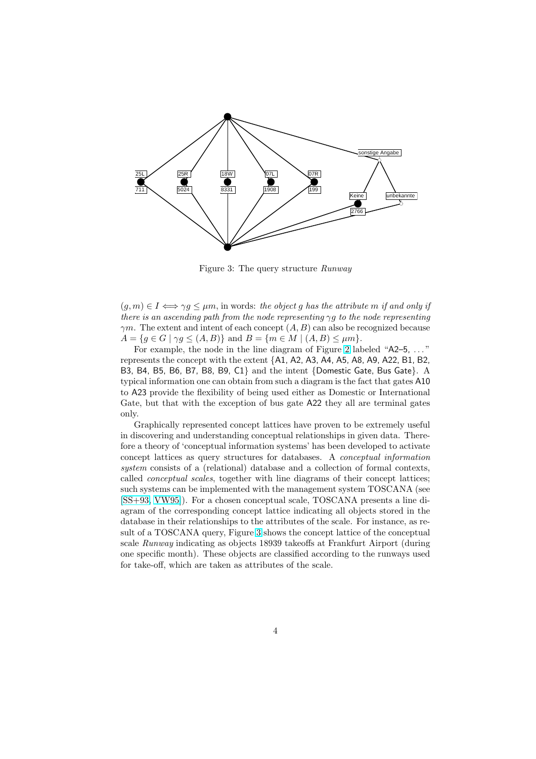Figure 3: The query structure *Runway*

$(g, m) \in I \iff \gamma g \leq \mu m$, in words: *the object g has the attribute m if and only if there is an ascending path from the node representing* $\gamma g$ *to the node representing* $\gamma m$. The extent and intent of each concept $(A, B)$ can also be recognized because $A = \{g \in G \mid \gamma g \leq (A, B)\}$ and $B = \{m \in M \mid (A, B) \leq \mu m\}$.

For example, the node in the line diagram of Figure 2 labeled "A2–5, ..." represents the concept with the extent {A1, A2, A3, A4, A5, A8, A9, A22, B1, B2, B3, B4, B5, B6, B7, B8, B9, C1} and the intent {Domestic Gate, Bus Gate}. A typical information one can obtain from such a diagram is the fact that gates A10 to A23 provide the flexibility of being used either as Domestic or International Gate, but that with the exception of bus gate A22 they all are terminal gates only.

Graphically represented concept lattices have proven to be extremely useful in discovering and understanding conceptual relationships in given data. Therefore a theory of 'conceptual information systems' has been developed to activate concept lattices as query structures for databases. A *conceptual information system* consists of a (relational) database and a collection of formal contexts, called *conceptual scales*, together with line diagrams of their concept lattices; such systems can be implemented with the management system TOSCANA (see [SS+93, VW95]). For a chosen conceptual scale, TOSCANA presents a line diagram of the corresponding concept lattice indicating all objects stored in the database in their relationships to the attributes of the scale. For instance, as result of a TOSCANA query, Figure 3 shows the concept lattice of the conceptual scale *Runway* indicating as objects 18939 takeoffs at Frankfurt Airport (during one specific month). These objects are classified according to the runways used for take-off, which are taken as attributes of the scale.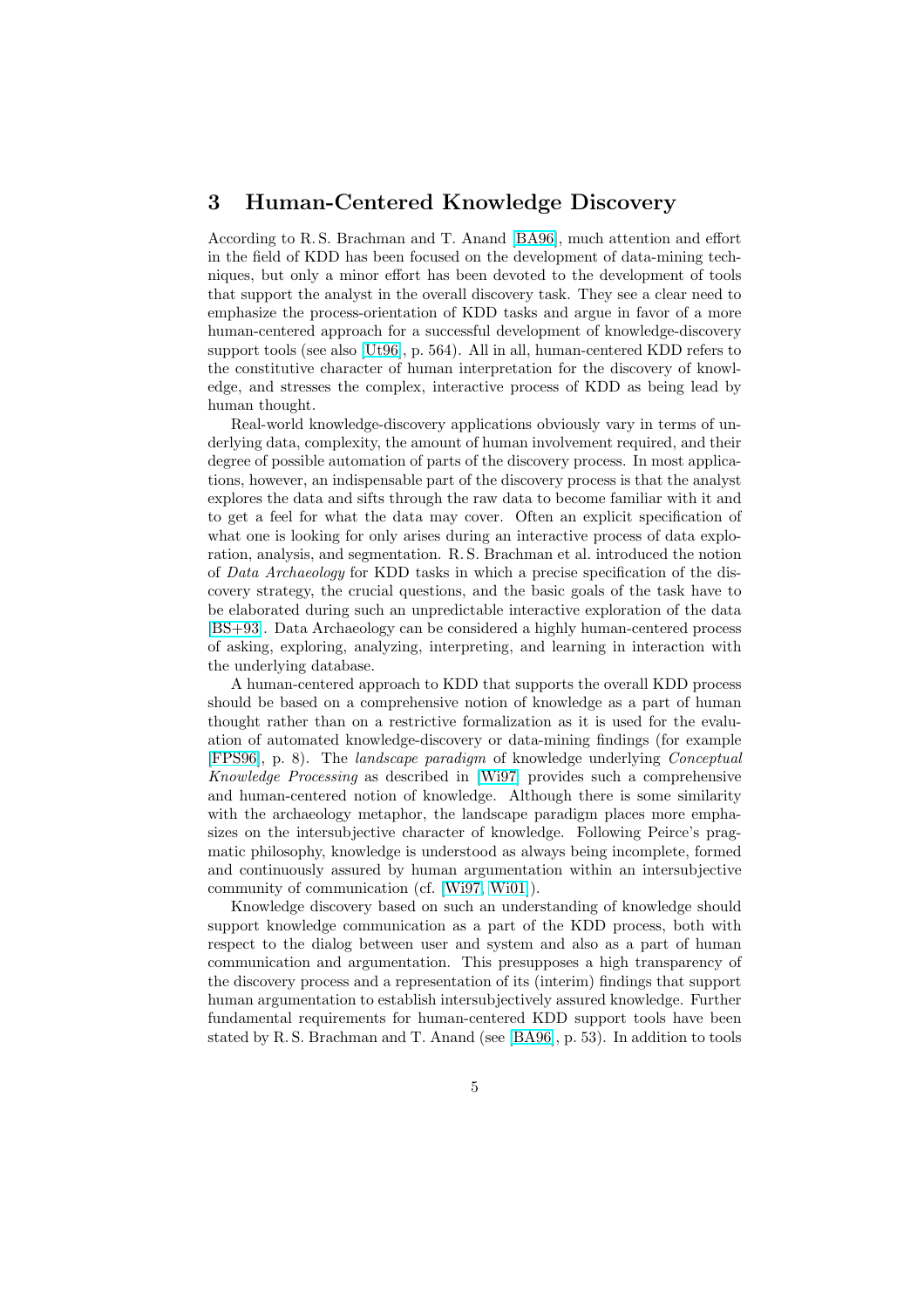# 3 Human-Centered Knowledge Discovery

According to R. S. Brachman and T. Anand [BA96], much attention and effort in the field of KDD has been focused on the development of data-mining techniques, but only a minor effort has been devoted to the development of tools that support the analyst in the overall discovery task. They see a clear need to emphasize the process-orientation of KDD tasks and argue in favor of a more human-centered approach for a successful development of knowledge-discovery support tools (see also [Ut96], p. 564). All in all, human-centered KDD refers to the constitutive character of human interpretation for the discovery of knowledge, and stresses the complex, interactive process of KDD as being lead by human thought.

Real-world knowledge-discovery applications obviously vary in terms of underlying data, complexity, the amount of human involvement required, and their degree of possible automation of parts of the discovery process. In most applications, however, an indispensable part of the discovery process is that the analyst explores the data and sifts through the raw data to become familiar with it and to get a feel for what the data may cover. Often an explicit specification of what one is looking for only arises during an interactive process of data exploration, analysis, and segmentation. R. S. Brachman et al. introduced the notion of *Data Archaeology* for KDD tasks in which a precise specification of the discovery strategy, the crucial questions, and the basic goals of the task have to be elaborated during such an unpredictable interactive exploration of the data [BS+93]. Data Archaeology can be considered a highly human-centered process of asking, exploring, analyzing, interpreting, and learning in interaction with the underlying database.

A human-centered approach to KDD that supports the overall KDD process should be based on a comprehensive notion of knowledge as a part of human thought rather than on a restrictive formalization as it is used for the evaluation of automated knowledge-discovery or data-mining findings (for example [FPS96], p. 8). The *landscape paradigm* of knowledge underlying *Conceptual Knowledge Processing* as described in [Wi97] provides such a comprehensive and human-centered notion of knowledge. Although there is some similarity with the archaeology metaphor, the landscape paradigm places more emphasizes on the intersubjective character of knowledge. Following Peirce's pragmatic philosophy, knowledge is understood as always being incomplete, formed and continuously assured by human argumentation within an intersubjective community of communication (cf. [Wi97, Wi01]).

Knowledge discovery based on such an understanding of knowledge should support knowledge communication as a part of the KDD process, both with respect to the dialog between user and system and also as a part of human communication and argumentation. This presupposes a high transparency of the discovery process and a representation of its (interim) findings that support human argumentation to establish intersubjectively assured knowledge. Further fundamental requirements for human-centered KDD support tools have been stated by R. S. Brachman and T. Anand (see [BA96], p. 53). In addition to tools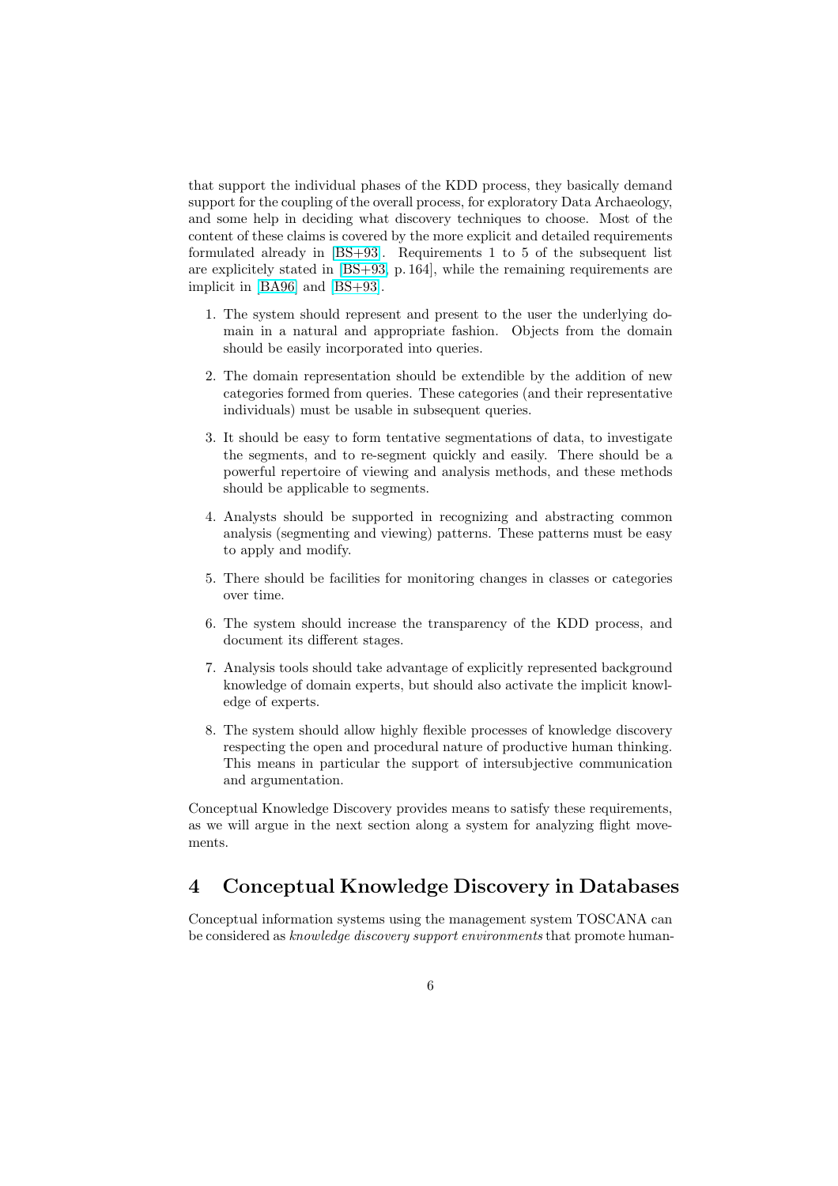that support the individual phases of the KDD process, they basically demand support for the coupling of the overall process, for exploratory Data Archaeology, and some help in deciding what discovery techniques to choose. Most of the content of these claims is covered by the more explicit and detailed requirements formulated already in [BS+93]. Requirements 1 to 5 of the subsequent list are explicitely stated in [BS+93, p. 164], while the remaining requirements are implicit in [BA96] and [BS+93].

1. The system should represent and present to the user the underlying domain in a natural and appropriate fashion. Objects from the domain should be easily incorporated into queries.
2. The domain representation should be extendible by the addition of new categories formed from queries. These categories (and their representative individuals) must be usable in subsequent queries.
3. It should be easy to form tentative segmentations of data, to investigate the segments, and to re-segment quickly and easily. There should be a powerful repertoire of viewing and analysis methods, and these methods should be applicable to segments.
4. Analysts should be supported in recognizing and abstracting common analysis (segmenting and viewing) patterns. These patterns must be easy to apply and modify.
5. There should be facilities for monitoring changes in classes or categories over time.
6. The system should increase the transparency of the KDD process, and document its different stages.
7. Analysis tools should take advantage of explicitly represented background knowledge of domain experts, but should also activate the implicit knowledge of experts.
8. The system should allow highly flexible processes of knowledge discovery respecting the open and procedural nature of productive human thinking. This means in particular the support of intersubjective communication and argumentation.

Conceptual Knowledge Discovery provides means to satisfy these requirements, as we will argue in the next section along a system for analyzing flight movements.

# 4 Conceptual Knowledge Discovery in Databases

Conceptual information systems using the management system TOSCANA can be considered as *knowledge discovery support environments* that promote human-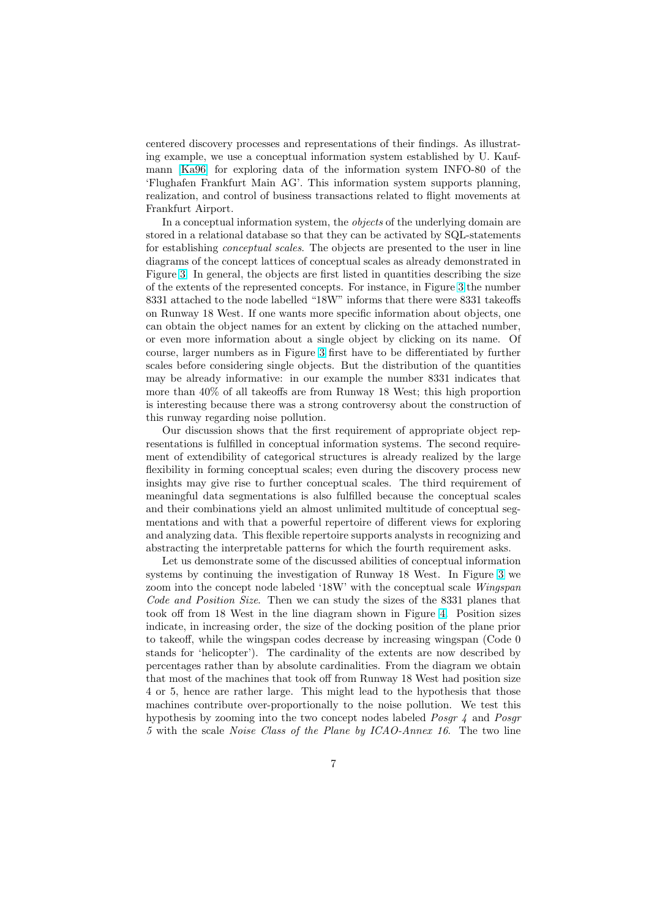centered discovery processes and representations of their findings. As illustrating example, we use a conceptual information system established by U. Kaufmann [Ka96] for exploring data of the information system INFO-80 of the 'Flughafen Frankfurt Main AG'. This information system supports planning, realization, and control of business transactions related to flight movements at Frankfurt Airport.

In a conceptual information system, the *objects* of the underlying domain are stored in a relational database so that they can be activated by SQL-statements for establishing *conceptual scales*. The objects are presented to the user in line diagrams of the concept lattices of conceptual scales as already demonstrated in Figure 3. In general, the objects are first listed in quantities describing the size of the extents of the represented concepts. For instance, in Figure 3 the number 8331 attached to the node labelled "18W" informs that there were 8331 takeoffs on Runway 18 West. If one wants more specific information about objects, one can obtain the object names for an extent by clicking on the attached number, or even more information about a single object by clicking on its name. Of course, larger numbers as in Figure 3 first have to be differentiated by further scales before considering single objects. But the distribution of the quantities may be already informative: in our example the number 8331 indicates that more than 40% of all takeoffs are from Runway 18 West; this high proportion is interesting because there was a strong controversy about the construction of this runway regarding noise pollution.

Our discussion shows that the first requirement of appropriate object representations is fulfilled in conceptual information systems. The second requirement of extendibility of categorical structures is already realized by the large flexibility in forming conceptual scales; even during the discovery process new insights may give rise to further conceptual scales. The third requirement of meaningful data segmentations is also fulfilled because the conceptual scales and their combinations yield an almost unlimited multitude of conceptual segmentations and with that a powerful repertoire of different views for exploring and analyzing data. This flexible repertoire supports analysts in recognizing and abstracting the interpretable patterns for which the fourth requirement asks.

Let us demonstrate some of the discussed abilities of conceptual information systems by continuing the investigation of Runway 18 West. In Figure 3 we zoom into the concept node labeled '18W' with the conceptual scale *Wingspan Code and Position Size*. Then we can study the sizes of the 8331 planes that took off from 18 West in the line diagram shown in Figure 4. Position sizes indicate, in increasing order, the size of the docking position of the plane prior to takeoff, while the wingspan codes decrease by increasing wingspan (Code 0 stands for 'helicopter'). The cardinality of the extents are now described by percentages rather than by absolute cardinalities. From the diagram we obtain that most of the machines that took off from Runway 18 West had position size 4 or 5, hence are rather large. This might lead to the hypothesis that those machines contribute over-proportionally to the noise pollution. We test this hypothesis by zooming into the two concept nodes labeled *Posgr 4* and *Posgr 5* with the scale *Noise Class of the Plane by ICAO-Annex 16*. The two line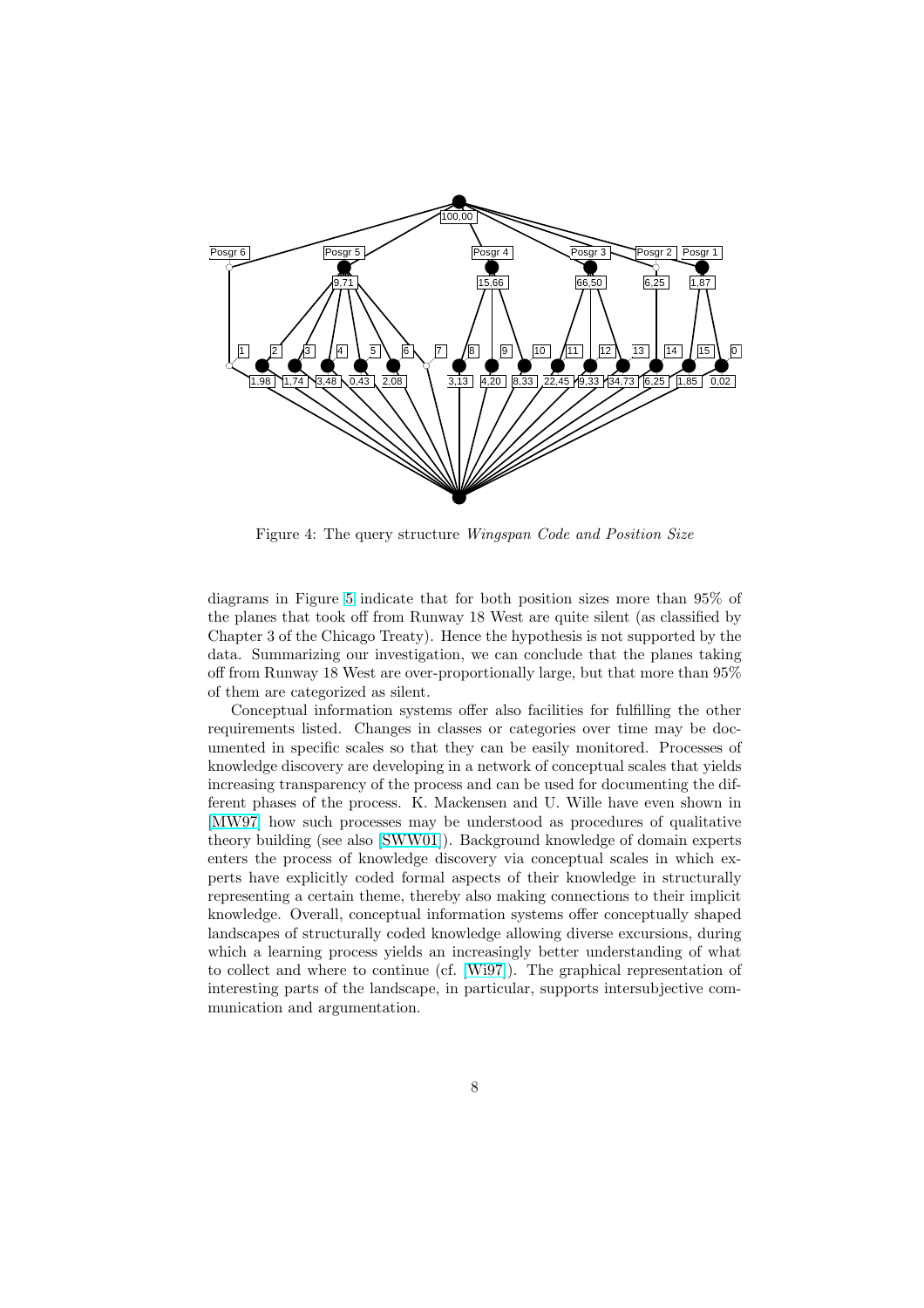Figure 4: The query structure *Wingspan Code and Position Size*

diagrams in Figure 5 indicate that for both position sizes more than 95% of the planes that took off from Runway 18 West are quite silent (as classified by Chapter 3 of the Chicago Treaty). Hence the hypothesis is not supported by the data. Summarizing our investigation, we can conclude that the planes taking off from Runway 18 West are over-proportionally large, but that more than 95% of them are categorized as silent.

Conceptual information systems offer also facilities for fulfilling the other requirements listed. Changes in classes or categories over time may be documented in specific scales so that they can be easily monitored. Processes of knowledge discovery are developing in a network of conceptual scales that yields increasing transparency of the process and can be used for documenting the different phases of the process. K. Mackensen and U. Wille have even shown in [MW97] how such processes may be understood as procedures of qualitative theory building (see also [SWW01]). Background knowledge of domain experts enters the process of knowledge discovery via conceptual scales in which experts have explicitly coded formal aspects of their knowledge in structurally representing a certain theme, thereby also making connections to their implicit knowledge. Overall, conceptual information systems offer conceptually shaped landscapes of structurally coded knowledge allowing diverse excursions, during which a learning process yields an increasingly better understanding of what to collect and where to continue (cf. [Wi97]). The graphical representation of interesting parts of the landscape, in particular, supports intersubjective communication and argumentation.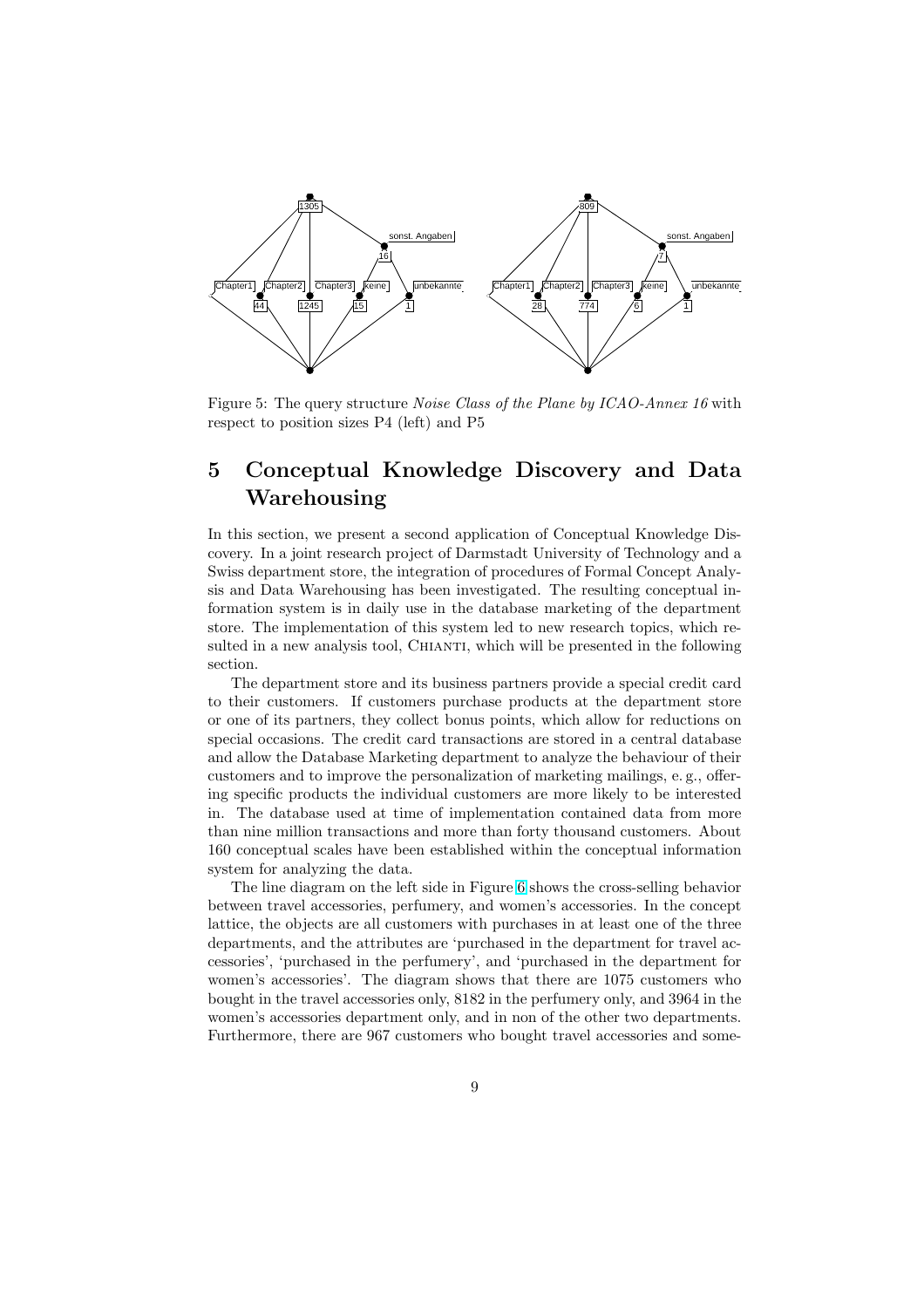Figure 5: The query structure *Noise Class of the Plane by ICAO-Annex 16* with respect to position sizes P4 (left) and P5

# 5 Conceptual Knowledge Discovery and Data Warehousing

In this section, we present a second application of Conceptual Knowledge Discovery. In a joint research project of Darmstadt University of Technology and a Swiss department store, the integration of procedures of Formal Concept Analysis and Data Warehousing has been investigated. The resulting conceptual information system is in daily use in the database marketing of the department store. The implementation of this system led to new research topics, which resulted in a new analysis tool, CHIANTI, which will be presented in the following section.

The department store and its business partners provide a special credit card to their customers. If customers purchase products at the department store or one of its partners, they collect bonus points, which allow for reductions on special occasions. The credit card transactions are stored in a central database and allow the Database Marketing department to analyze the behaviour of their customers and to improve the personalization of marketing mailings, e. g., offering specific products the individual customers are more likely to be interested in. The database used at time of implementation contained data from more than nine million transactions and more than forty thousand customers. About 160 conceptual scales have been established within the conceptual information system for analyzing the data.

The line diagram on the left side in Figure 6 shows the cross-selling behavior between travel accessories, perfumery, and women's accessories. In the concept lattice, the objects are all customers with purchases in at least one of the three departments, and the attributes are 'purchased in the department for travel accessories', 'purchased in the perfumery', and 'purchased in the department for women's accessories'. The diagram shows that there are 1075 customers who bought in the travel accessories only, 8182 in the perfumery only, and 3964 in the women's accessories department only, and in non of the other two departments. Furthermore, there are 967 customers who bought travel accessories and some-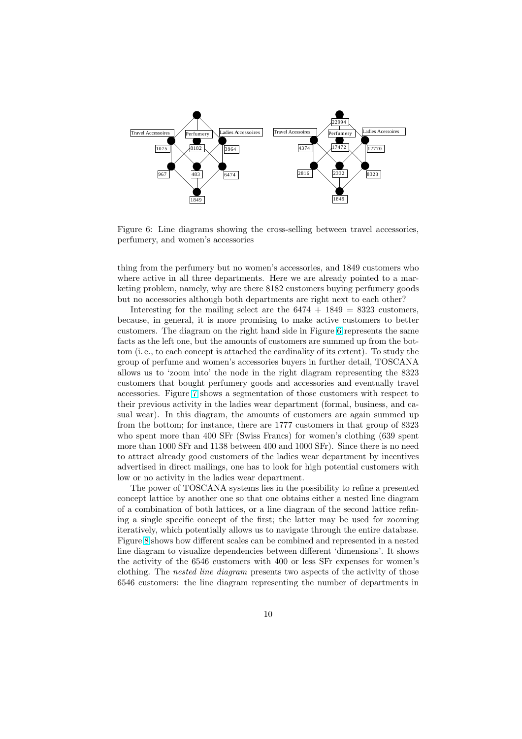Figure 6: Line diagrams showing the cross-selling between travel accessories, perfumery, and women's accessories

thing from the perfumery but no women's accessories, and 1849 customers who where active in all three departments. Here we are already pointed to a marketing problem, namely, why are there 8182 customers buying perfumery goods but no accessories although both departments are right next to each other?

Interesting for the mailing select are the $6474 + 1849 = 8323$ customers, because, in general, it is more promising to make active customers to better customers. The diagram on the right hand side in Figure 6 represents the same facts as the left one, but the amounts of customers are summed up from the bottom (i. e., to each concept is attached the cardinality of its extent). To study the group of perfume and women's accessories buyers in further detail, TOSCANA allows us to 'zoom into' the node in the right diagram representing the 8323 customers that bought perfumery goods and accessories and eventually travel accessories. Figure 7 shows a segmentation of those customers with respect to their previous activity in the ladies wear department (formal, business, and casual wear). In this diagram, the amounts of customers are again summed up from the bottom; for instance, there are 1777 customers in that group of 8323 who spent more than 400 SFr (Swiss Francs) for women's clothing (639 spent more than 1000 SFr and 1138 between 400 and 1000 SFr). Since there is no need to attract already good customers of the ladies wear department by incentives advertised in direct mailings, one has to look for high potential customers with low or no activity in the ladies wear department.

The power of TOSCANA systems lies in the possibility to refine a presented concept lattice by another one so that one obtains either a nested line diagram of a combination of both lattices, or a line diagram of the second lattice refining a single specific concept of the first; the latter may be used for zooming iteratively, which potentially allows us to navigate through the entire database. Figure 8 shows how different scales can be combined and represented in a nested line diagram to visualize dependencies between different 'dimensions'. It shows the activity of the 6546 customers with 400 or less SFr expenses for women's clothing. The *nested line diagram* presents two aspects of the activity of those 6546 customers: the line diagram representing the number of departments in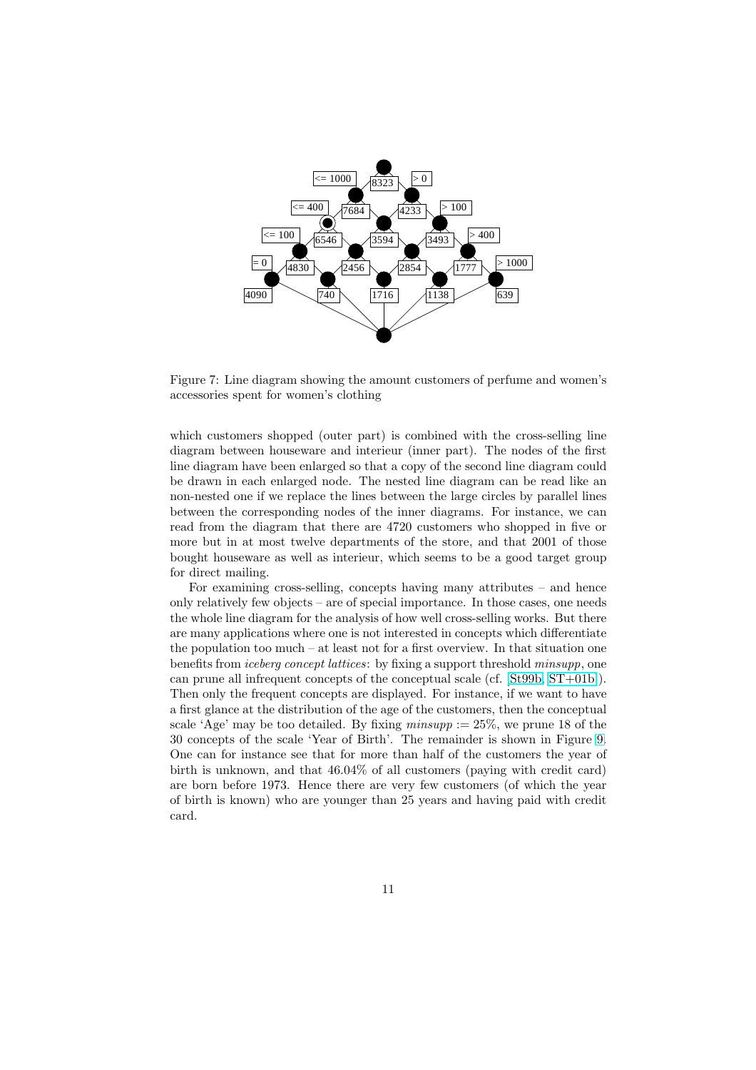Figure 7: Line diagram showing the amount customers of perfume and women's accessories spent for women's clothing

which customers shopped (outer part) is combined with the cross-selling line diagram between houseware and interieur (inner part). The nodes of the first line diagram have been enlarged so that a copy of the second line diagram could be drawn in each enlarged node. The nested line diagram can be read like an non-nested one if we replace the lines between the large circles by parallel lines between the corresponding nodes of the inner diagrams. For instance, we can read from the diagram that there are 4720 customers who shopped in five or more but in at most twelve departments of the store, and that 2001 of those bought houseware as well as interieur, which seems to be a good target group for direct mailing.

For examining cross-selling, concepts having many attributes – and hence only relatively few objects – are of special importance. In those cases, one needs the whole line diagram for the analysis of how well cross-selling works. But there are many applications where one is not interested in concepts which differentiate the population too much – at least not for a first overview. In that situation one benefits from *iceberg concept lattices*: by fixing a support threshold *minsupp*, one can prune all infrequent concepts of the conceptual scale (cf. [St99b, ST+01b]). Then only the frequent concepts are displayed. For instance, if we want to have a first glance at the distribution of the age of the customers, then the conceptual scale 'Age' may be too detailed. By fixing $minsupp := 25\%$, we prune 18 of the 30 concepts of the scale 'Year of Birth'. The remainder is shown in Figure 9. One can for instance see that for more than half of the customers the year of birth is unknown, and that 46.04% of all customers (paying with credit card) are born before 1973. Hence there are very few customers (of which the year of birth is known) who are younger than 25 years and having paid with credit card.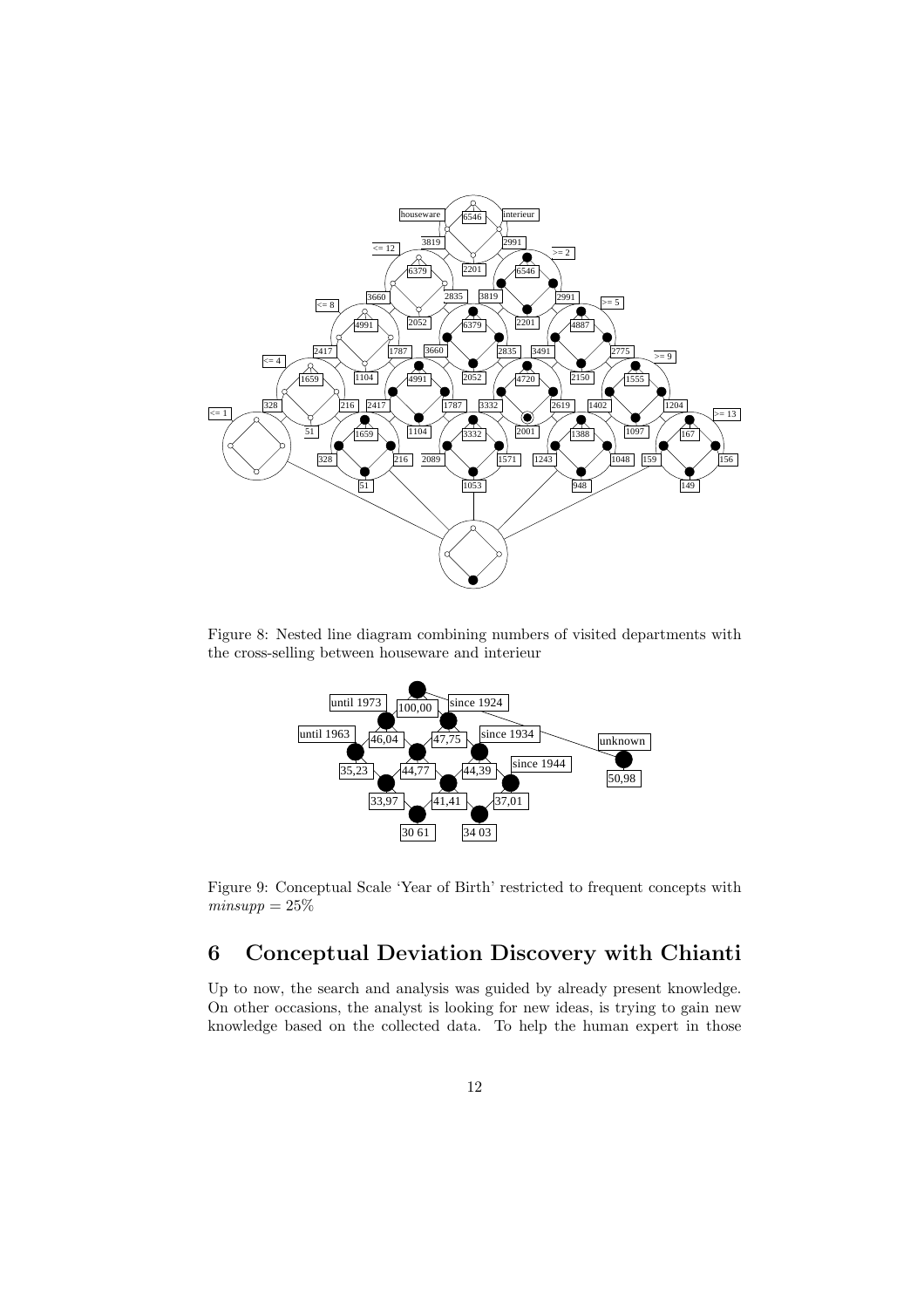Figure 8: Nested line diagram combining numbers of visited departments with the cross-selling between houseware and interieur

Figure 9: Conceptual Scale 'Year of Birth' restricted to frequent concepts with $minsupp = 25\%$

## 6 Conceptual Deviation Discovery with Chianti

Up to now, the search and analysis was guided by already present knowledge. On other occasions, the analyst is looking for new ideas, is trying to gain new knowledge based on the collected data. To help the human expert in those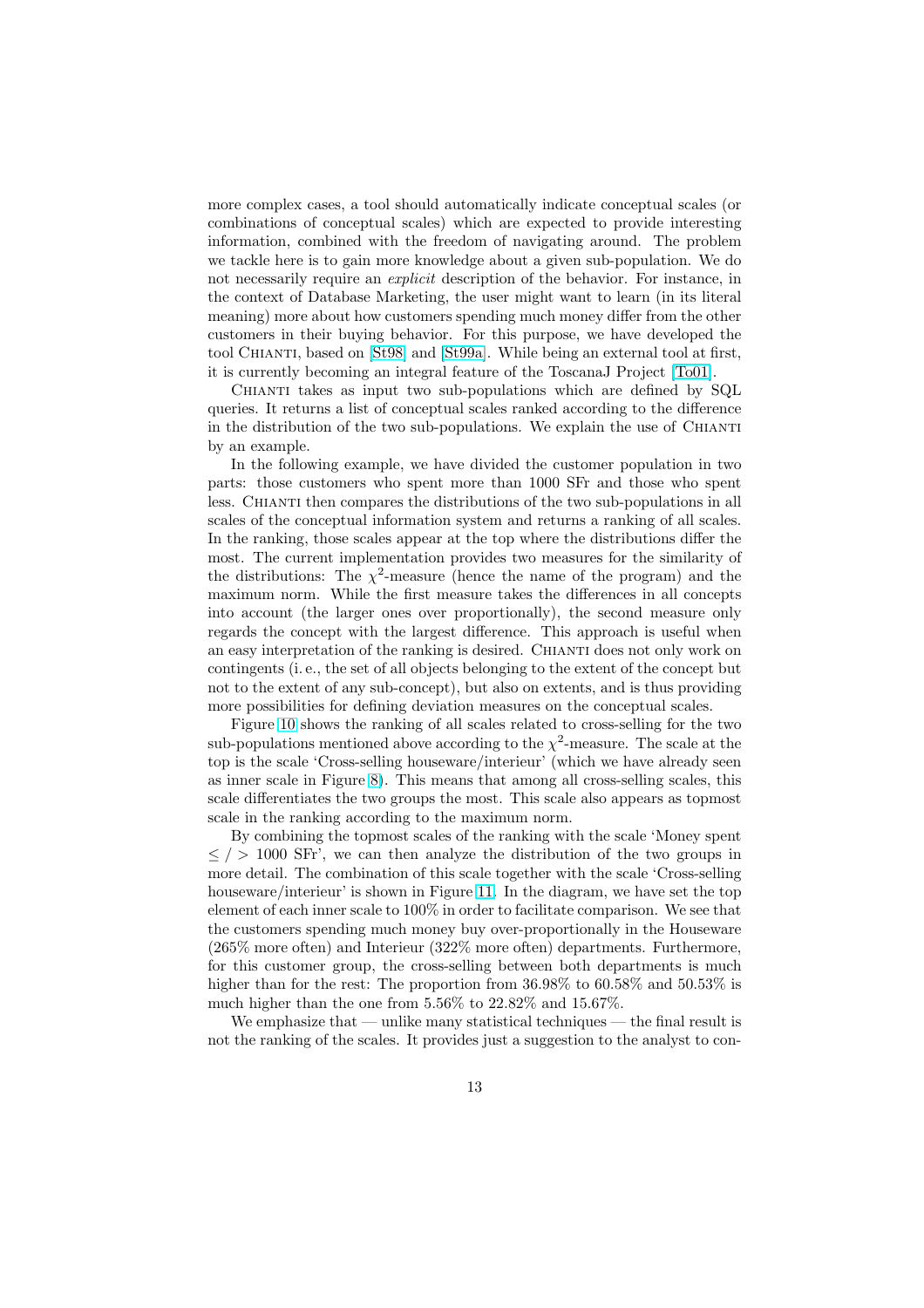more complex cases, a tool should automatically indicate conceptual scales (or combinations of conceptual scales) which are expected to provide interesting information, combined with the freedom of navigating around. The problem we tackle here is to gain more knowledge about a given sub-population. We do not necessarily require an *explicit* description of the behavior. For instance, in the context of Database Marketing, the user might want to learn (in its literal meaning) more about how customers spending much money differ from the other customers in their buying behavior. For this purpose, we have developed the tool CHIANTI, based on [St98] and [St99a]. While being an external tool at first, it is currently becoming an integral feature of the ToscanaJ Project [To01].

CHIANTI takes as input two sub-populations which are defined by SQL queries. It returns a list of conceptual scales ranked according to the difference in the distribution of the two sub-populations. We explain the use of CHIANTI by an example.

In the following example, we have divided the customer population in two parts: those customers who spent more than 1000 SFr and those who spent less. CHIANTI then compares the distributions of the two sub-populations in all scales of the conceptual information system and returns a ranking of all scales. In the ranking, those scales appear at the top where the distributions differ the most. The current implementation provides two measures for the similarity of the distributions: The $\chi^2$-measure (hence the name of the program) and the maximum norm. While the first measure takes the differences in all concepts into account (the larger ones over proportionally), the second measure only regards the concept with the largest difference. This approach is useful when an easy interpretation of the ranking is desired. CHIANTI does not only work on contingents (i. e., the set of all objects belonging to the extent of the concept but not to the extent of any sub-concept), but also on extents, and is thus providing more possibilities for defining deviation measures on the conceptual scales.

Figure 10 shows the ranking of all scales related to cross-selling for the two sub-populations mentioned above according to the $\chi^2$-measure. The scale at the top is the scale 'Cross-selling houseware/interieur' (which we have already seen as inner scale in Figure 8). This means that among all cross-selling scales, this scale differentiates the two groups the most. This scale also appears as topmost scale in the ranking according to the maximum norm.

By combining the topmost scales of the ranking with the scale 'Money spent $\leq$ / $>$ 1000 SFr', we can then analyze the distribution of the two groups in more detail. The combination of this scale together with the scale 'Cross-selling houseware/interieur' is shown in Figure 11. In the diagram, we have set the top element of each inner scale to 100% in order to facilitate comparison. We see that the customers spending much money buy over-proportionally in the Houseware (265% more often) and Interieur (322% more often) departments. Furthermore, for this customer group, the cross-selling between both departments is much higher than for the rest: The proportion from 36.98% to 60.58% and 50.53% is much higher than the one from 5.56% to 22.82% and 15.67%.

We emphasize that — unlike many statistical techniques — the final result is not the ranking of the scales. It provides just a suggestion to the analyst to con-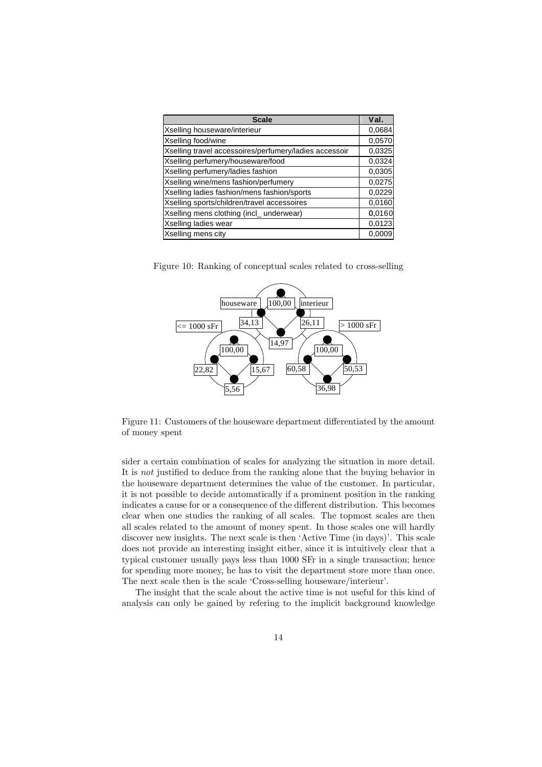| Scale | Val. |
|---|---|
| Xselling houseware/interieur | 0,0684 |
| Xselling food/wine | 0,0570 |
| Xselling travel accessoires/perfumery/ladies accessoir | 0,0325 |
| Xselling perfumery/houseware/food | 0,0324 |
| Xselling perfumery/ladies fashion | 0,0305 |
| Xselling wine/mens fashion/perfumery | 0,0275 |
| Xselling ladies fashion/mens fashion/sports | 0,0229 |
| Xselling sports/children/travel accessoires | 0,0160 |
| Xselling mens clothing (incl_ underwear) | 0,0160 |
| Xselling ladies wear | 0,0123 |
| Xselling mens city | 0,0009 |

Figure 10: Ranking of conceptual scales related to cross-selling

Figure 11: Customers of the houseware department differentiated by the amount of money spent

sider a certain combination of scales for analyzing the situation in more detail. It is *not* justified to deduce from the ranking alone that the buying behavior in the houseware department determines the value of the customer. In particular, it is not possible to decide automatically if a prominent position in the ranking indicates a cause for or a consequence of the different distribution. This becomes clear when one studies the ranking of all scales. The topmost scales are then all scales related to the amount of money spent. In those scales one will hardly discover new insights. The next scale is then 'Active Time (in days)'. This scale does not provide an interesting insight either, since it is intuitively clear that a typical customer usually pays less than 1000 SFr in a single transaction; hence for spending more money, he has to visit the department store more than once. The next scale then is the scale 'Cross-selling houseware/interieur'.

The insight that the scale about the active time is not useful for this kind of analysis can only be gained by refering to the implicit background knowledge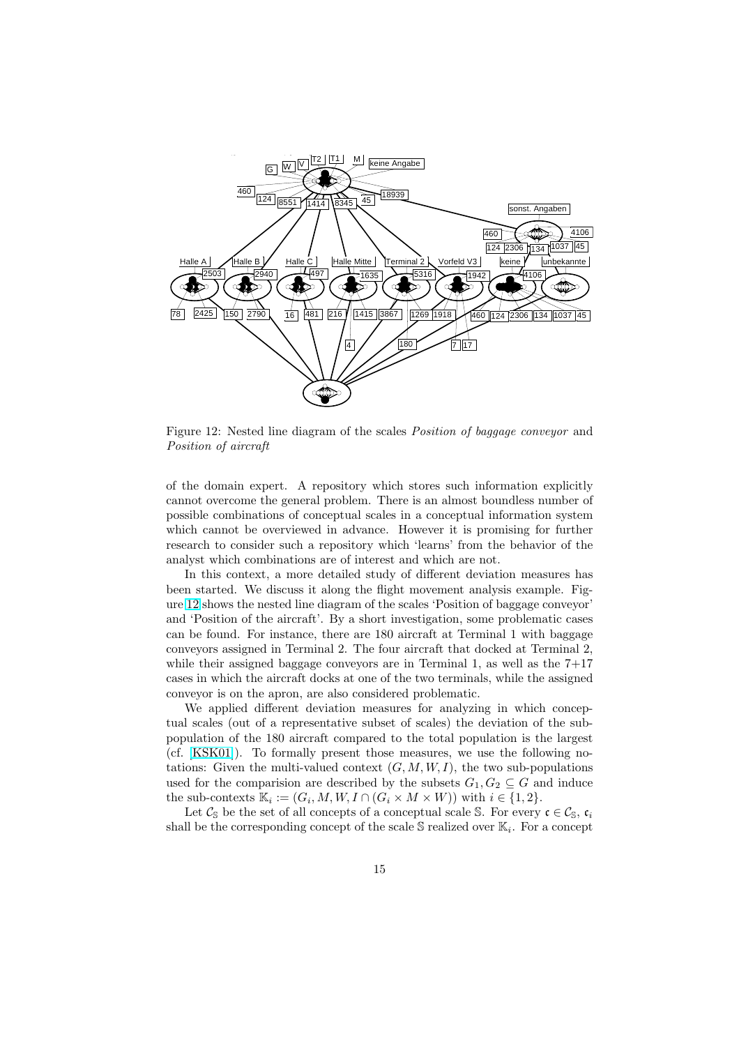Figure 12: Nested line diagram of the scales *Position of baggage conveyor* and *Position of aircraft*

of the domain expert. A repository which stores such information explicitly cannot overcome the general problem. There is an almost boundless number of possible combinations of conceptual scales in a conceptual information system which cannot be overviewed in advance. However it is promising for further research to consider such a repository which 'learns' from the behavior of the analyst which combinations are of interest and which are not.

In this context, a more detailed study of different deviation measures has been started. We discuss it along the flight movement analysis example. Figure 12 shows the nested line diagram of the scales 'Position of baggage conveyor' and 'Position of the aircraft'. By a short investigation, some problematic cases can be found. For instance, there are 180 aircraft at Terminal 1 with baggage conveyors assigned in Terminal 2. The four aircraft that docked at Terminal 2, while their assigned baggage conveyors are in Terminal 1, as well as the 7+17 cases in which the aircraft docks at one of the two terminals, while the assigned conveyor is on the apron, are also considered problematic.

We applied different deviation measures for analyzing in which conceptual scales (out of a representative subset of scales) the deviation of the subpopulation of the 180 aircraft compared to the total population is the largest (cf. [KSK01]). To formally present those measures, we use the following notations: Given the multi-valued context $(G, M, W, I)$, the two sub-populations used for the comparision are described by the subsets $G_1, G_2 \subseteq G$ and induce the sub-contexts $\mathbb{K}_i := (G_i, M, W, I \cap (G_i \times M \times W))$ with $i \in \{1, 2\}$.

Let $\mathcal{C}_\mathbb{S}$ be the set of all concepts of a conceptual scale $\mathbb{S}$. For every $\mathfrak{c} \in \mathcal{C}_\mathbb{S}$, $\mathfrak{c}_i$ shall be the corresponding concept of the scale $\mathbb{S}$ realized over $\mathbb{K}_i$. For a concept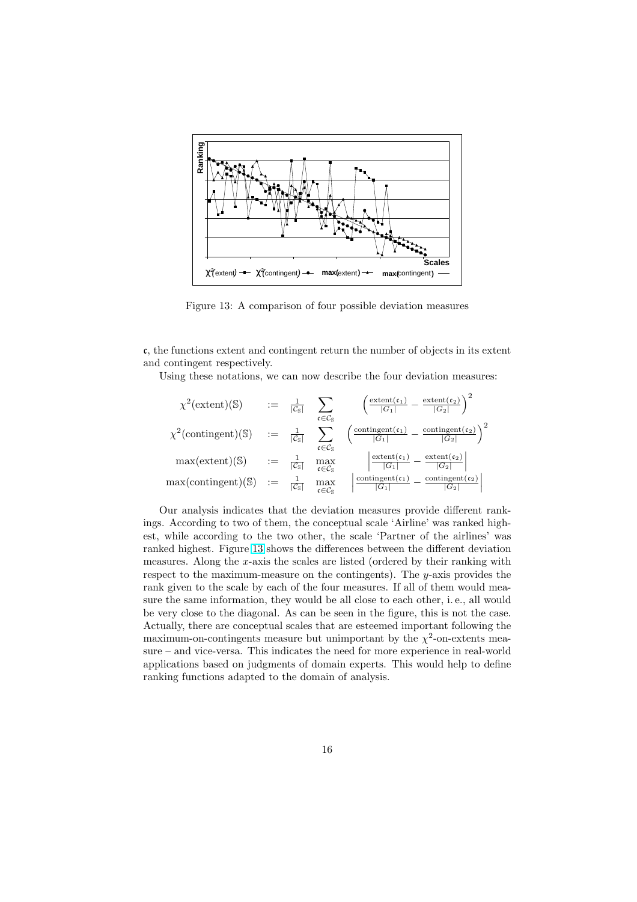Figure 13: A comparison of four possible deviation measures

$\mathfrak{c}$, the functions extent and contingent return the number of objects in its extent and contingent respectively.

Using these notations, we can now describe the four deviation measures:

$$
\begin{array}{llll}
\chi^2(\text{extent})(\mathbb{S}) & := & \frac{1}{|\mathcal{C}_\mathbb{S}|} \sum_{\mathfrak{c}\in\mathcal{C}_\mathbb{S}} & \left(\frac{\text{extent}(\mathfrak{c}_1)}{|G_1|} - \frac{\text{extent}(\mathfrak{c}_2)}{|G_2|}\right)^2 \\
\chi^2(\text{contingent})(\mathbb{S}) & := & \frac{1}{|\mathcal{C}_\mathbb{S}|} \sum_{\mathfrak{c}\in\mathcal{C}_\mathbb{S}} & \left(\frac{\text{contingent}(\mathfrak{c}_1)}{|G_1|} - \frac{\text{contingent}(\mathfrak{c}_2)}{|G_2|}\right)^2 \\
\max(\text{extent})(\mathbb{S}) & := & \frac{1}{|\mathcal{C}_\mathbb{S}|} \max_{\mathfrak{c}\in\mathcal{C}_\mathbb{S}} & \left|\frac{\text{extent}(\mathfrak{c}_1)}{|G_1|} - \frac{\text{extent}(\mathfrak{c}_2)}{|G_2|}\right| \\
\max(\text{contingent})(\mathbb{S}) & := & \frac{1}{|\mathcal{C}_\mathbb{S}|} \max_{\mathfrak{c}\in\mathcal{C}_\mathbb{S}} & \left|\frac{\text{contingent}(\mathfrak{c}_1)}{|G_1|} - \frac{\text{contingent}(\mathfrak{c}_2)}{|G_2|}\right|
\end{array}
$$

Our analysis indicates that the deviation measures provide different rankings. According to two of them, the conceptual scale 'Airline' was ranked highest, while according to the two other, the scale 'Partner of the airlines' was ranked highest. Figure 13 shows the differences between the different deviation measures. Along the $x$-axis the scales are listed (ordered by their ranking with respect to the maximum-measure on the contingents). The $y$-axis provides the rank given to the scale by each of the four measures. If all of them would measure the same information, they would be all close to each other, i. e., all would be very close to the diagonal. As can be seen in the figure, this is not the case. Actually, there are conceptual scales that are esteemed important following the maximum-on-contingents measure but unimportant by the $\chi^2$-on-extents measure – and vice-versa. This indicates the need for more experience in real-world applications based on judgments of domain experts. This would help to define ranking functions adapted to the domain of analysis.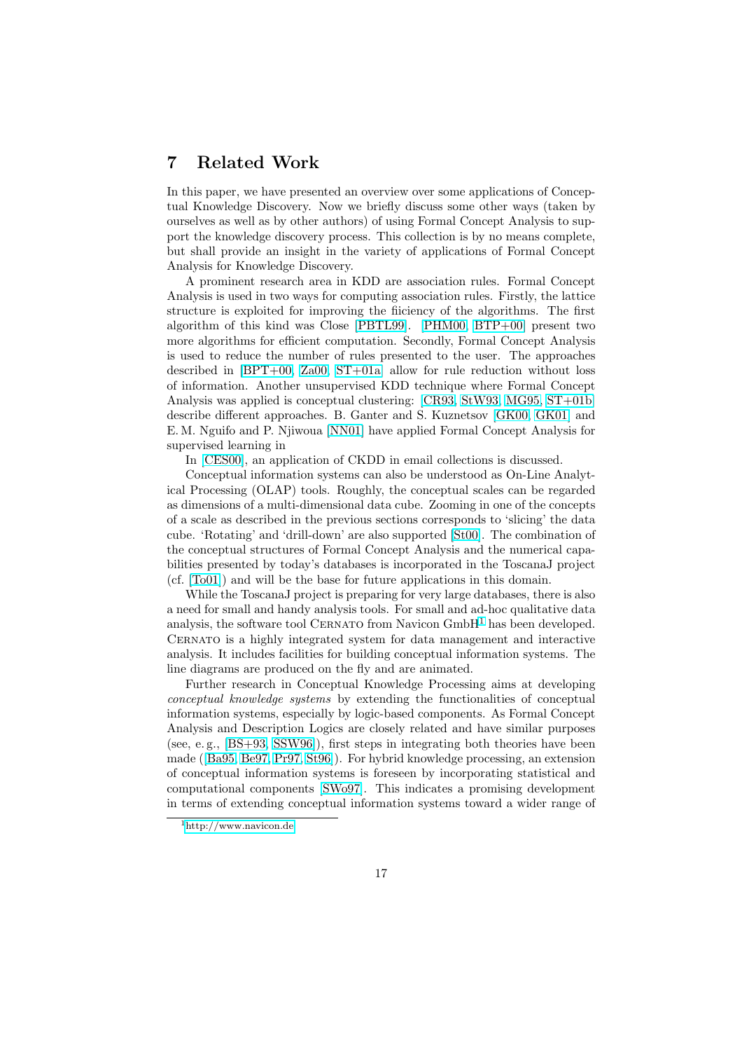## 7 Related Work

In this paper, we have presented an overview over some applications of Conceptual Knowledge Discovery. Now we briefly discuss some other ways (taken by ourselves as well as by other authors) of using Formal Concept Analysis to support the knowledge discovery process. This collection is by no means complete, but shall provide an insight in the variety of applications of Formal Concept Analysis for Knowledge Discovery.

A prominent research area in KDD are association rules. Formal Concept Analysis is used in two ways for computing association rules. Firstly, the lattice structure is exploited for improving the fiiciency of the algorithms. The first algorithm of this kind was Close [PBTL99]. [PHM00, BTP+00] present two more algorithms for efficient computation. Secondly, Formal Concept Analysis is used to reduce the number of rules presented to the user. The approaches described in [BPT+00, Za00, ST+01a] allow for rule reduction without loss of information. Another unsupervised KDD technique where Formal Concept Analysis was applied is conceptual clustering: [CR93, StW93, MG95, ST+01b] describe different approaches. B. Ganter and S. Kuznetsov [GK00, GK01] and E. M. Nguifo and P. Njiwoua [NN01] have applied Formal Concept Analysis for supervised learning in

In [CES00], an application of CKDD in email collections is discussed.

Conceptual information systems can also be understood as On-Line Analytical Processing (OLAP) tools. Roughly, the conceptual scales can be regarded as dimensions of a multi-dimensional data cube. Zooming in one of the concepts of a scale as described in the previous sections corresponds to 'slicing' the data cube. 'Rotating' and 'drill-down' are also supported [St00]. The combination of the conceptual structures of Formal Concept Analysis and the numerical capabilities presented by today's databases is incorporated in the ToscanaJ project (cf. [To01]) and will be the base for future applications in this domain.

While the ToscanaJ project is preparing for very large databases, there is also a need for small and handy analysis tools. For small and ad-hoc qualitative data analysis, the software tool Cernato from Navicon GmbH[1] has been developed. Cernato is a highly integrated system for data management and interactive analysis. It includes facilities for building conceptual information systems. The line diagrams are produced on the fly and are animated.

Further research in Conceptual Knowledge Processing aims at developing *conceptual knowledge systems* by extending the functionalities of conceptual information systems, especially by logic-based components. As Formal Concept Analysis and Description Logics are closely related and have similar purposes (see, e. g., [BS+93, SSW96]), first steps in integrating both theories have been made ([Ba95, Be97, Pr97, St96]). For hybrid knowledge processing, an extension of conceptual information systems is foreseen by incorporating statistical and computational components [SWo97]. This indicates a promising development in terms of extending conceptual information systems toward a wider range of

[1] http://www.navicon.de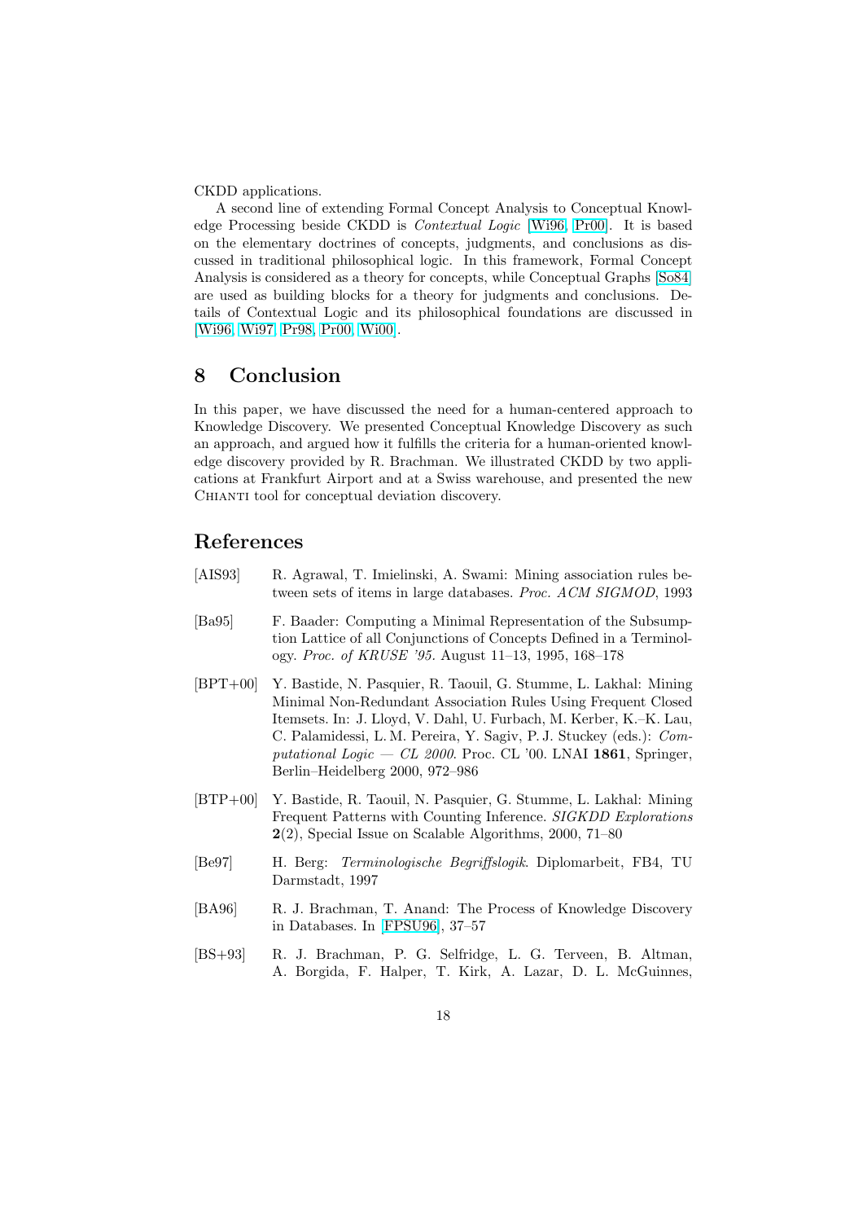CKDD applications.

A second line of extending Formal Concept Analysis to Conceptual Knowledge Processing beside CKDD is *Contextual Logic* [Wi96, Pr00]. It is based on the elementary doctrines of concepts, judgments, and conclusions as discussed in traditional philosophical logic. In this framework, Formal Concept Analysis is considered as a theory for concepts, while Conceptual Graphs [So84] are used as building blocks for a theory for judgments and conclusions. Details of Contextual Logic and its philosophical foundations are discussed in [Wi96, Wi97, Pr98, Pr00, Wi00].

## 8 Conclusion

In this paper, we have discussed the need for a human-centered approach to Knowledge Discovery. We presented Conceptual Knowledge Discovery as such an approach, and argued how it fulfills the criteria for a human-oriented knowledge discovery provided by R. Brachman. We illustrated CKDD by two applications at Frankfurt Airport and at a Swiss warehouse, and presented the new Chianti tool for conceptual deviation discovery.

## References

[AIS93] R. Agrawal, T. Imielinski, A. Swami: Mining association rules between sets of items in large databases. *Proc. ACM SIGMOD*, 1993

[Ba95] F. Baader: Computing a Minimal Representation of the Subsumption Lattice of all Conjunctions of Concepts Defined in a Terminology. *Proc. of KRUSE '95*. August 11–13, 1995, 168–178

[BPT+00] Y. Bastide, N. Pasquier, R. Taouil, G. Stumme, L. Lakhal: Mining Minimal Non-Redundant Association Rules Using Frequent Closed Itemsets. In: J. Lloyd, V. Dahl, U. Furbach, M. Kerber, K.–K. Lau, C. Palamidessi, L. M. Pereira, Y. Sagiv, P. J. Stuckey (eds.): *Computational Logic — CL 2000*. Proc. CL '00. LNAI **1861**, Springer, Berlin–Heidelberg 2000, 972–986

[BTP+00] Y. Bastide, R. Taouil, N. Pasquier, G. Stumme, L. Lakhal: Mining Frequent Patterns with Counting Inference. *SIGKDD Explorations* **2**(2), Special Issue on Scalable Algorithms, 2000, 71–80

[Be97] H. Berg: *Terminologische Begriffslogik*. Diplomarbeit, FB4, TU Darmstadt, 1997

[BA96] R. J. Brachman, T. Anand: The Process of Knowledge Discovery in Databases. In [FPSU96], 37–57

[BS+93] R. J. Brachman, P. G. Selfridge, L. G. Terveen, B. Altman, A. Borgida, F. Halper, T. Kirk, A. Lazar, D. L. McGuinnes,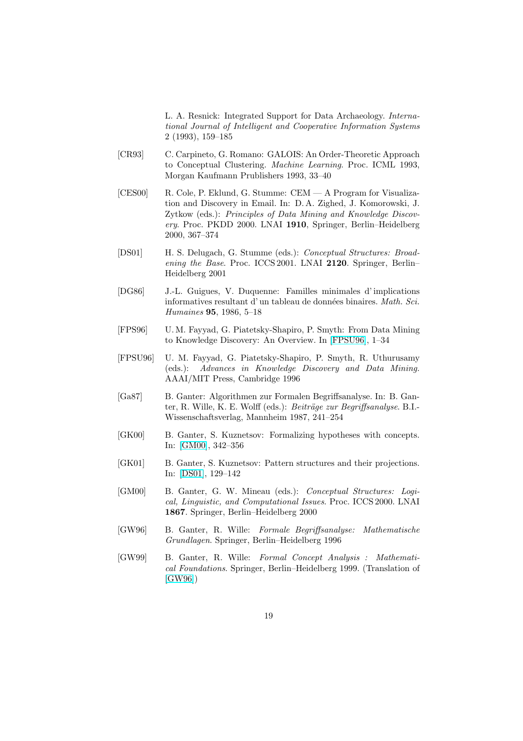L. A. Resnick: Integrated Support for Data Archaeology. *International Journal of Intelligent and Cooperative Information Systems* 2 (1993), 159–185

[CR93] C. Carpineto, G. Romano: GALOIS: An Order-Theoretic Approach to Conceptual Clustering. *Machine Learning*. Proc. ICML 1993, Morgan Kaufmann Prublishers 1993, 33–40

[CES00] R. Cole, P. Eklund, G. Stumme: CEM — A Program for Visualization and Discovery in Email. In: D. A. Zighed, J. Komorowski, J. Zytkow (eds.): *Principles of Data Mining and Knowledge Discovery*. Proc. PKDD 2000. LNAI **1910**, Springer, Berlin–Heidelberg 2000, 367–374

[DS01] H. S. Delugach, G. Stumme (eds.): *Conceptual Structures: Broadening the Base*. Proc. ICCS 2001. LNAI **2120**. Springer, Berlin–Heidelberg 2001

[DG86] J.-L. Guigues, V. Duquenne: Familles minimales d' implications informatives resultant d' un tableau de données binaires. *Math. Sci. Humaines* **95**, 1986, 5–18

[FPS96] U. M. Fayyad, G. Piatetsky-Shapiro, P. Smyth: From Data Mining to Knowledge Discovery: An Overview. In [FPSU96], 1–34

[FPSU96] U. M. Fayyad, G. Piatetsky-Shapiro, P. Smyth, R. Uthurusamy (eds.): *Advances in Knowledge Discovery and Data Mining.* AAAI/MIT Press, Cambridge 1996

[Ga87] B. Ganter: Algorithmen zur Formalen Begriffsanalyse. In: B. Ganter, R. Wille, K. E. Wolff (eds.): *Beiträge zur Begriffsanalyse*. B.I.-Wissenschaftsverlag, Mannheim 1987, 241–254

[GK00] B. Ganter, S. Kuznetsov: Formalizing hypotheses with concepts. In: [GM00], 342–356

[GK01] B. Ganter, S. Kuznetsov: Pattern structures and their projections. In: [DS01], 129–142

[GM00] B. Ganter, G. W. Mineau (eds.): *Conceptual Structures: Logical, Linguistic, and Computational Issues*. Proc. ICCS 2000. LNAI **1867**. Springer, Berlin–Heidelberg 2000

[GW96] B. Ganter, R. Wille: *Formale Begriffsanalyse: Mathematische Grundlagen*. Springer, Berlin–Heidelberg 1996

[GW99] B. Ganter, R. Wille: *Formal Concept Analysis : Mathematical Foundations*. Springer, Berlin–Heidelberg 1999. (Translation of [GW96])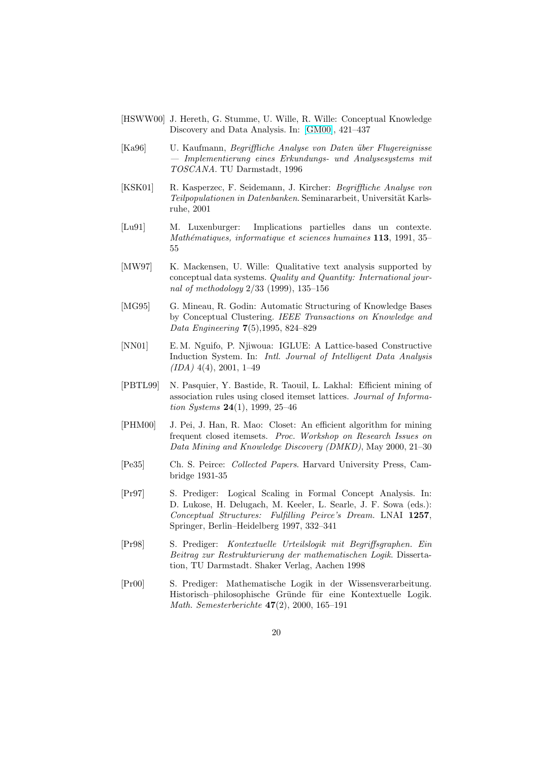[HSWW00] J. Hereth, G. Stumme, U. Wille, R. Wille: Conceptual Knowledge Discovery and Data Analysis. In: [GM00], 421–437

[Ka96] U. Kaufmann, *Begriffliche Analyse von Daten über Flugereignisse — Implementierung eines Erkundungs- und Analysesystems mit TOSCANA*. TU Darmstadt, 1996

[KSK01] R. Kasperzec, F. Seidemann, J. Kircher: *Begriffliche Analyse von Teilpopulationen in Datenbanken*. Seminararbeit, Universität Karlsruhe, 2001

[Lu91] M. Luxenburger: Implications partielles dans un contexte. *Mathématiques, informatique et sciences humaines* **113**, 1991, 35–55

[MW97] K. Mackensen, U. Wille: Qualitative text analysis supported by conceptual data systems. *Quality and Quantity: International journal of methodology* 2/33 (1999), 135–156

[MG95] G. Mineau, R. Godin: Automatic Structuring of Knowledge Bases by Conceptual Clustering. *IEEE Transactions on Knowledge and Data Engineering* **7**(5),1995, 824–829

[NN01] E. M. Nguifo, P. Njiwoua: IGLUE: A Lattice-based Constructive Induction System. In: *Intl. Journal of Intelligent Data Analysis (IDA)* 4(4), 2001, 1–49

[PBTL99] N. Pasquier, Y. Bastide, R. Taouil, L. Lakhal: Efficient mining of association rules using closed itemset lattices. *Journal of Information Systems* **24**(1), 1999, 25–46

[PHM00] J. Pei, J. Han, R. Mao: Closet: An efficient algorithm for mining frequent closed itemsets. *Proc. Workshop on Research Issues on Data Mining and Knowledge Discovery (DMKD)*, May 2000, 21–30

[Pe35] Ch. S. Peirce: *Collected Papers*. Harvard University Press, Cambridge 1931-35

[Pr97] S. Prediger: Logical Scaling in Formal Concept Analysis. In: D. Lukose, H. Delugach, M. Keeler, L. Searle, J. F. Sowa (eds.): *Conceptual Structures: Fulfilling Peirce's Dream.* LNAI **1257**, Springer, Berlin–Heidelberg 1997, 332–341

[Pr98] S. Prediger: *Kontextuelle Urteilslogik mit Begriffsgraphen. Ein Beitrag zur Restrukturierung der mathematischen Logik*. Dissertation, TU Darmstadt. Shaker Verlag, Aachen 1998

[Pr00] S. Prediger: Mathematische Logik in der Wissensverarbeitung. Historisch–philosophische Gründe für eine Kontextuelle Logik. *Math. Semesterberichte* **47**(2), 2000, 165–191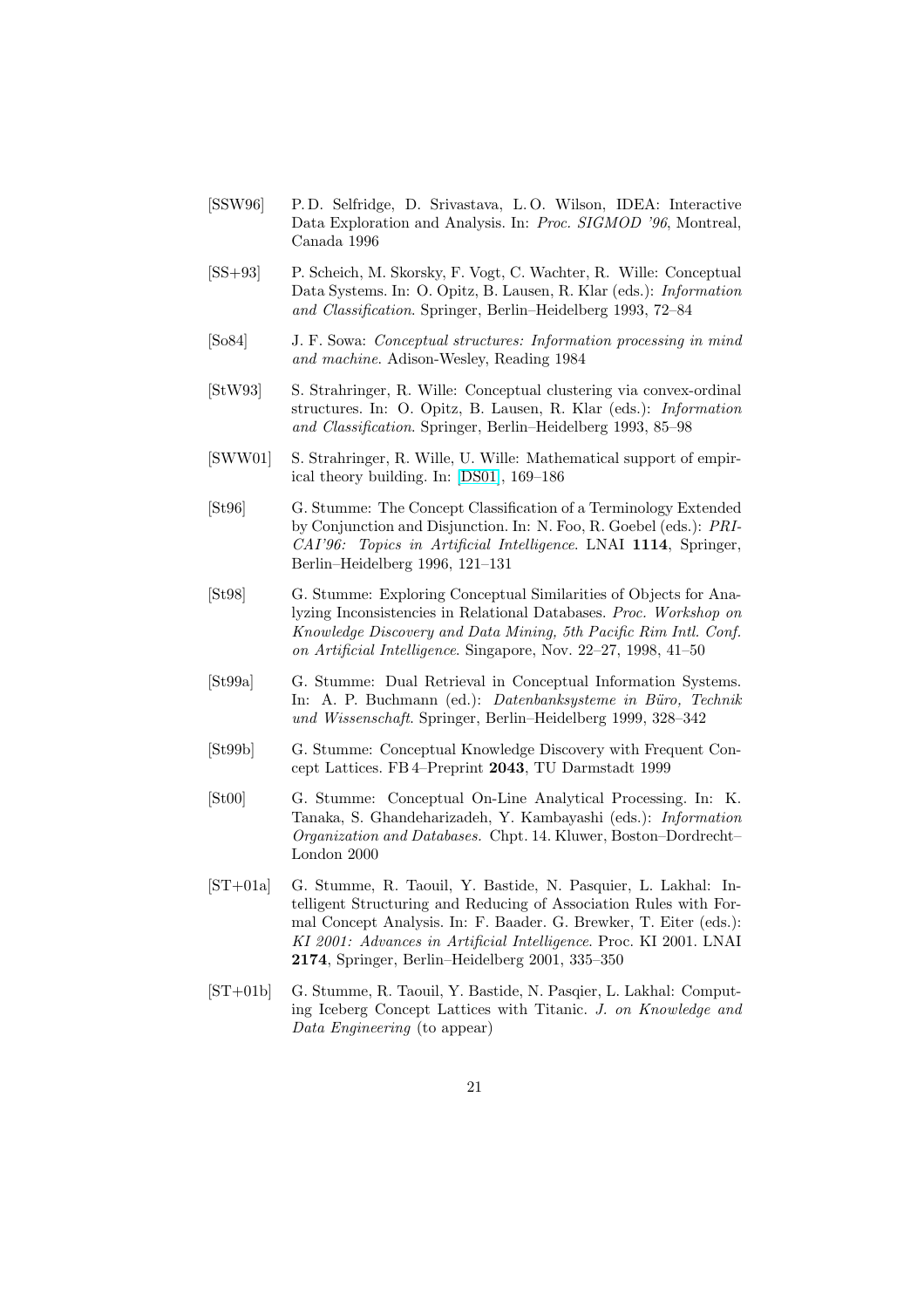[SSW96] P. D. Selfridge, D. Srivastava, L. O. Wilson, IDEA: Interactive Data Exploration and Analysis. In: *Proc. SIGMOD '96*, Montreal, Canada 1996

[SS+93] P. Scheich, M. Skorsky, F. Vogt, C. Wachter, R. Wille: Conceptual Data Systems. In: O. Opitz, B. Lausen, R. Klar (eds.): *Information and Classification*. Springer, Berlin–Heidelberg 1993, 72–84

[So84] J. F. Sowa: *Conceptual structures: Information processing in mind and machine*. Adison-Wesley, Reading 1984

[StW93] S. Strahringer, R. Wille: Conceptual clustering via convex-ordinal structures. In: O. Opitz, B. Lausen, R. Klar (eds.): *Information and Classification*. Springer, Berlin–Heidelberg 1993, 85–98

[SWW01] S. Strahringer, R. Wille, U. Wille: Mathematical support of empirical theory building. In: [DS01], 169–186

[St96] G. Stumme: The Concept Classification of a Terminology Extended by Conjunction and Disjunction. In: N. Foo, R. Goebel (eds.): *PRICAI'96: Topics in Artificial Intelligence*. LNAI **1114**, Springer, Berlin–Heidelberg 1996, 121–131

[St98] G. Stumme: Exploring Conceptual Similarities of Objects for Analyzing Inconsistencies in Relational Databases. *Proc. Workshop on Knowledge Discovery and Data Mining, 5th Pacific Rim Intl. Conf. on Artificial Intelligence*. Singapore, Nov. 22–27, 1998, 41–50

[St99a] G. Stumme: Dual Retrieval in Conceptual Information Systems. In: A. P. Buchmann (ed.): *Datenbanksysteme in Büro, Technik und Wissenschaft*. Springer, Berlin–Heidelberg 1999, 328–342

[St99b] G. Stumme: Conceptual Knowledge Discovery with Frequent Concept Lattices. FB 4–Preprint **2043**, TU Darmstadt 1999

[St00] G. Stumme: Conceptual On-Line Analytical Processing. In: K. Tanaka, S. Ghandeharizadeh, Y. Kambayashi (eds.): *Information Organization and Databases.* Chpt. 14. Kluwer, Boston–Dordrecht–London 2000

[ST+01a] G. Stumme, R. Taouil, Y. Bastide, N. Pasquier, L. Lakhal: Intelligent Structuring and Reducing of Association Rules with Formal Concept Analysis. In: F. Baader. G. Brewker, T. Eiter (eds.): *KI 2001: Advances in Artificial Intelligence*. Proc. KI 2001. LNAI **2174**, Springer, Berlin–Heidelberg 2001, 335–350

[ST+01b] G. Stumme, R. Taouil, Y. Bastide, N. Pasqier, L. Lakhal: Computing Iceberg Concept Lattices with Titanic. *J. on Knowledge and Data Engineering* (to appear)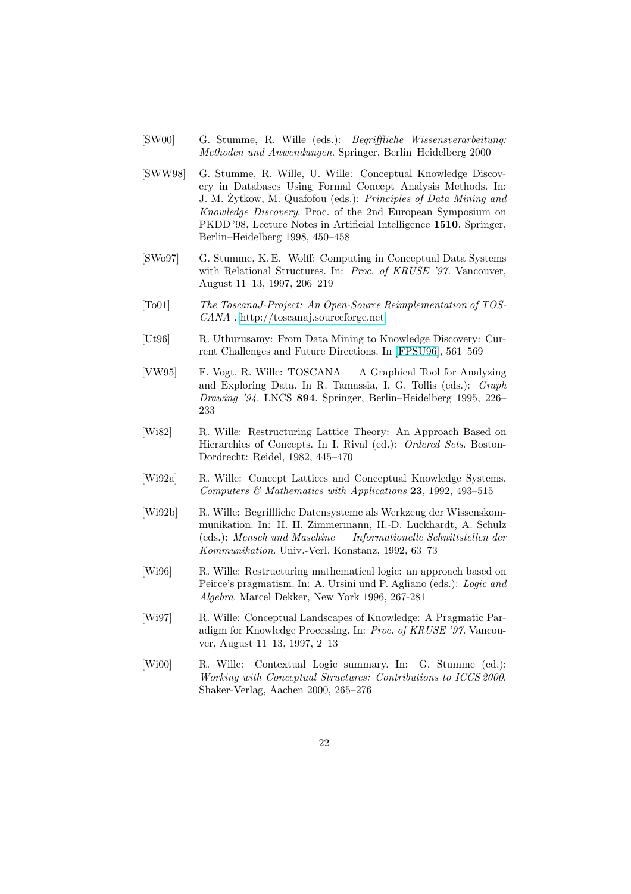[SW00] G. Stumme, R. Wille (eds.): *Begriffliche Wissensverarbeitung: Methoden und Anwendungen*. Springer, Berlin–Heidelberg 2000

[SWW98] G. Stumme, R. Wille, U. Wille: Conceptual Knowledge Discovery in Databases Using Formal Concept Analysis Methods. In: J. M. Żytkow, M. Quafofou (eds.): *Principles of Data Mining and Knowledge Discovery*. Proc. of the 2nd European Symposium on PKDD '98, Lecture Notes in Artificial Intelligence **1510**, Springer, Berlin–Heidelberg 1998, 450–458

[SWo97] G. Stumme, K. E. Wolff: Computing in Conceptual Data Systems with Relational Structures. In: *Proc. of KRUSE '97*. Vancouver, August 11–13, 1997, 206–219

[To01] *The ToscanaJ-Project: An Open-Source Reimplementation of TOSCANA* . http://toscanaj.sourceforge.net

[Ut96] R. Uthurusamy: From Data Mining to Knowledge Discovery: Current Challenges and Future Directions. In [FPSU96], 561–569

[VW95] F. Vogt, R. Wille: TOSCANA — A Graphical Tool for Analyzing and Exploring Data. In R. Tamassia, I. G. Tollis (eds.): *Graph Drawing '94*. LNCS **894**. Springer, Berlin–Heidelberg 1995, 226–233

[Wi82] R. Wille: Restructuring Lattice Theory: An Approach Based on Hierarchies of Concepts. In I. Rival (ed.): *Ordered Sets*. Boston-Dordrecht: Reidel, 1982, 445–470

[Wi92a] R. Wille: Concept Lattices and Conceptual Knowledge Systems. *Computers & Mathematics with Applications* **23**, 1992, 493–515

[Wi92b] R. Wille: Begriffliche Datensysteme als Werkzeug der Wissenskommunikation. In: H. H. Zimmermann, H.-D. Luckhardt, A. Schulz (eds.): *Mensch und Maschine — Informationelle Schnittstellen der Kommunikation*. Univ.-Verl. Konstanz, 1992, 63–73

[Wi96] R. Wille: Restructuring mathematical logic: an approach based on Peirce's pragmatism. In: A. Ursini und P. Agliano (eds.): *Logic and Algebra*. Marcel Dekker, New York 1996, 267-281

[Wi97] R. Wille: Conceptual Landscapes of Knowledge: A Pragmatic Paradigm for Knowledge Processing. In: *Proc. of KRUSE '97*. Vancouver, August 11–13, 1997, 2–13

[Wi00] R. Wille: Contextual Logic summary. In: G. Stumme (ed.): *Working with Conceptual Structures: Contributions to ICCS 2000*. Shaker-Verlag, Aachen 2000, 265–276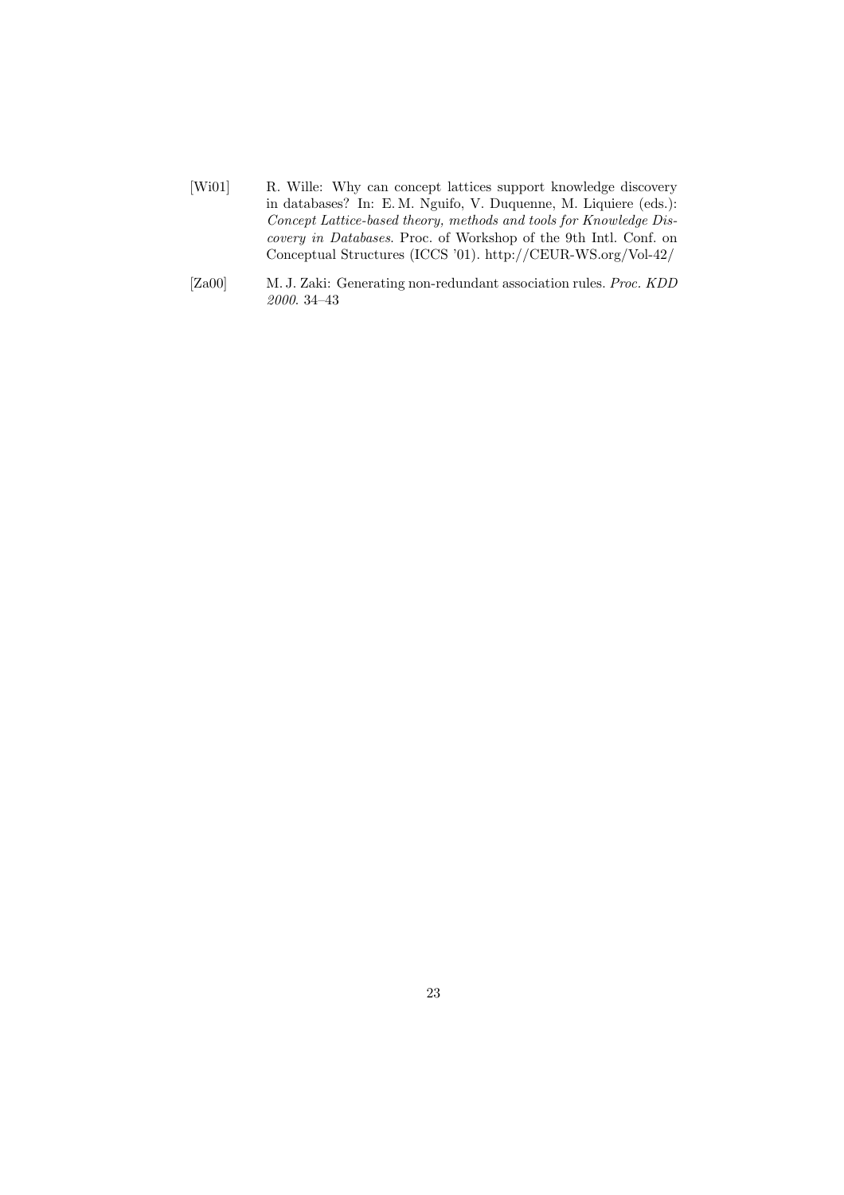[Wi01] R. Wille: Why can concept lattices support knowledge discovery in databases? In: E. M. Nguifo, V. Duquenne, M. Liquiere (eds.): *Concept Lattice-based theory, methods and tools for Knowledge Discovery in Databases*. Proc. of Workshop of the 9th Intl. Conf. on Conceptual Structures (ICCS '01). http://CEUR-WS.org/Vol-42/

[Za00] M. J. Zaki: Generating non-redundant association rules. *Proc. KDD 2000*. 34–43